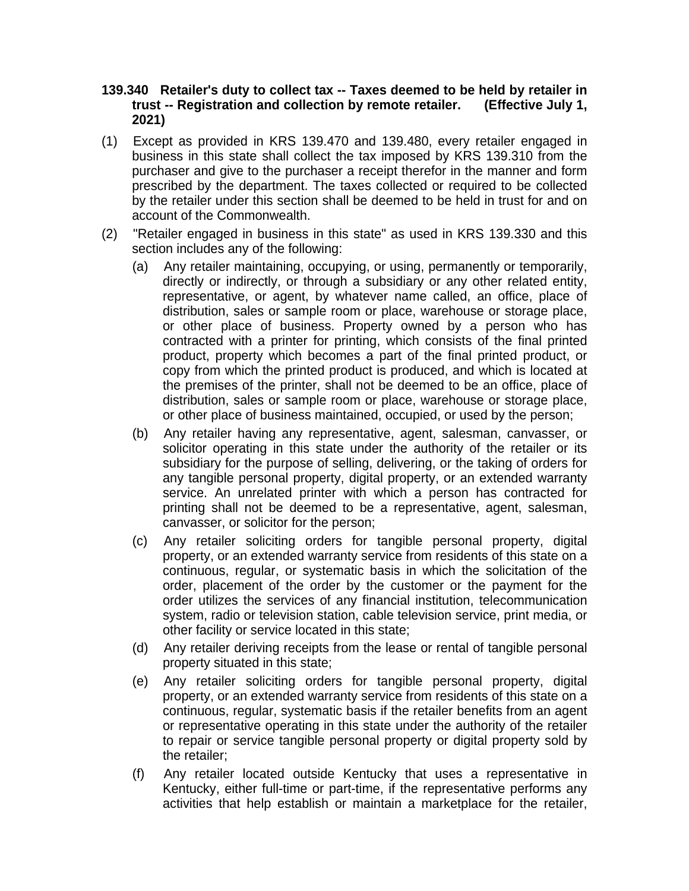**139.340 Retailer's duty to collect tax -- Taxes deemed to be held by retailer in trust -- Registration and collection by remote retailer. (Effective July 1, 2021)**

(1) Except as provided in KRS 139.470 and 139.480, every retailer engaged in business in this state shall collect the tax imposed by KRS 139.310 from the purchaser and give to the purchaser a receipt therefor in the manner and form prescribed by the department. The taxes collected or required to be collected by the retailer under this section shall be deemed to be held in trust for and on account of the Commonwealth.

(2) "Retailer engaged in business in this state" as used in KRS 139.330 and this section includes any of the following:

   (a) Any retailer maintaining, occupying, or using, permanently or temporarily, directly or indirectly, or through a subsidiary or any other related entity, representative, or agent, by whatever name called, an office, place of distribution, sales or sample room or place, warehouse or storage place, or other place of business. Property owned by a person who has contracted with a printer for printing, which consists of the final printed product, property which becomes a part of the final printed product, or copy from which the printed product is produced, and which is located at the premises of the printer, shall not be deemed to be an office, place of distribution, sales or sample room or place, warehouse or storage place, or other place of business maintained, occupied, or used by the person;

   (b) Any retailer having any representative, agent, salesman, canvasser, or solicitor operating in this state under the authority of the retailer or its subsidiary for the purpose of selling, delivering, or the taking of orders for any tangible personal property, digital property, or an extended warranty service. An unrelated printer with which a person has contracted for printing shall not be deemed to be a representative, agent, salesman, canvasser, or solicitor for the person;

   (c) Any retailer soliciting orders for tangible personal property, digital property, or an extended warranty service from residents of this state on a continuous, regular, or systematic basis in which the solicitation of the order, placement of the order by the customer or the payment for the order utilizes the services of any financial institution, telecommunication system, radio or television station, cable television service, print media, or other facility or service located in this state;

   (d) Any retailer deriving receipts from the lease or rental of tangible personal property situated in this state;

   (e) Any retailer soliciting orders for tangible personal property, digital property, or an extended warranty service from residents of this state on a continuous, regular, systematic basis if the retailer benefits from an agent or representative operating in this state under the authority of the retailer to repair or service tangible personal property or digital property sold by the retailer;

   (f) Any retailer located outside Kentucky that uses a representative in Kentucky, either full-time or part-time, if the representative performs any activities that help establish or maintain a marketplace for the retailer,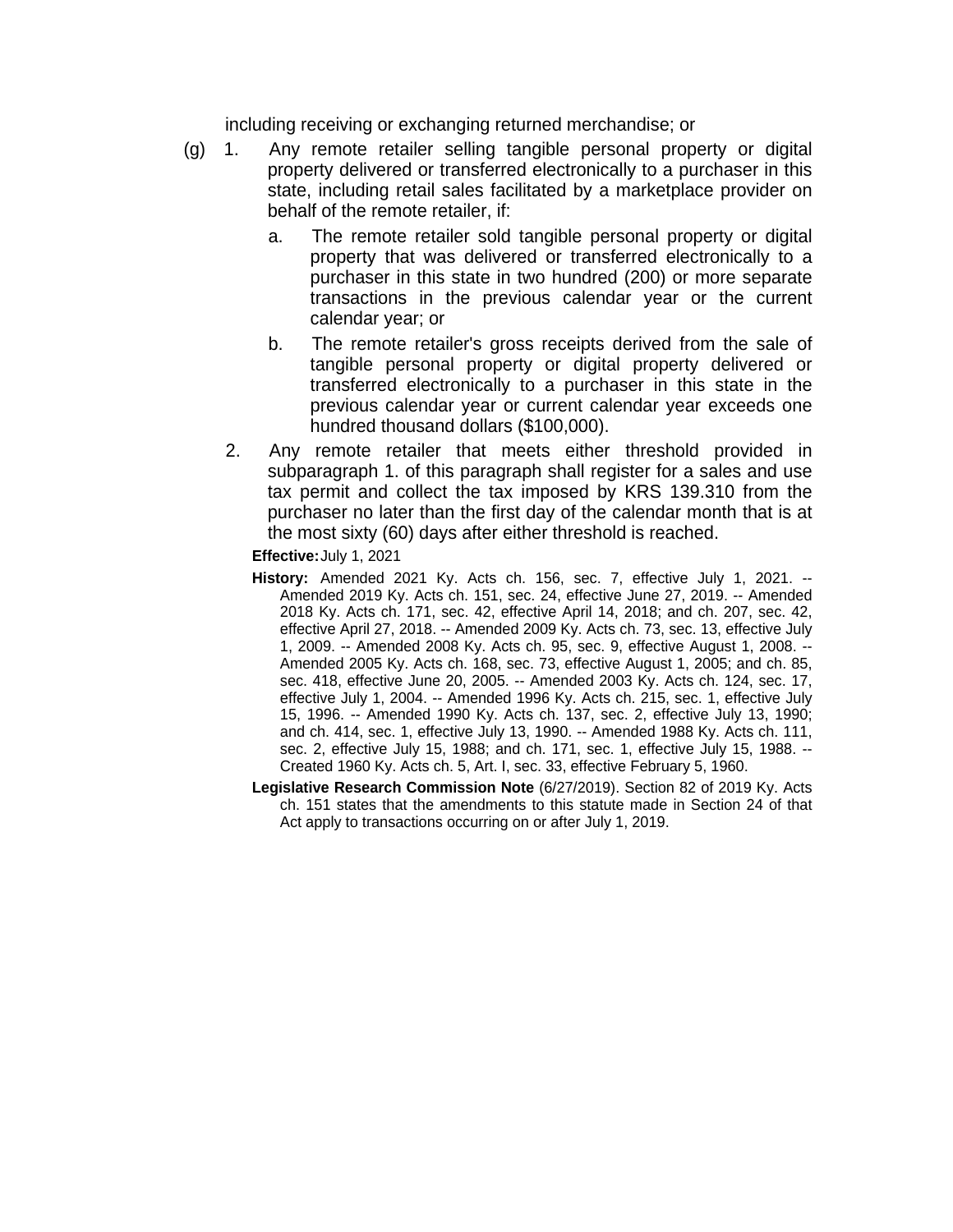including receiving or exchanging returned merchandise; or

(g) 1. Any remote retailer selling tangible personal property or digital property delivered or transferred electronically to a purchaser in this state, including retail sales facilitated by a marketplace provider on behalf of the remote retailer, if:

a. The remote retailer sold tangible personal property or digital property that was delivered or transferred electronically to a purchaser in this state in two hundred (200) or more separate transactions in the previous calendar year or the current calendar year; or

b. The remote retailer's gross receipts derived from the sale of tangible personal property or digital property delivered or transferred electronically to a purchaser in this state in the previous calendar year or current calendar year exceeds one hundred thousand dollars ($100,000).

2. Any remote retailer that meets either threshold provided in subparagraph 1. of this paragraph shall register for a sales and use tax permit and collect the tax imposed by KRS 139.310 from the purchaser no later than the first day of the calendar month that is at the most sixty (60) days after either threshold is reached.

**Effective:** July 1, 2021

**History:** Amended 2021 Ky. Acts ch. 156, sec. 7, effective July 1, 2021. -- Amended 2019 Ky. Acts ch. 151, sec. 24, effective June 27, 2019. -- Amended 2018 Ky. Acts ch. 171, sec. 42, effective April 14, 2018; and ch. 207, sec. 42, effective April 27, 2018. -- Amended 2009 Ky. Acts ch. 73, sec. 13, effective July 1, 2009. -- Amended 2008 Ky. Acts ch. 95, sec. 9, effective August 1, 2008. -- Amended 2005 Ky. Acts ch. 168, sec. 73, effective August 1, 2005; and ch. 85, sec. 418, effective June 20, 2005. -- Amended 2003 Ky. Acts ch. 124, sec. 17, effective July 1, 2004. -- Amended 1996 Ky. Acts ch. 215, sec. 1, effective July 15, 1996. -- Amended 1990 Ky. Acts ch. 137, sec. 2, effective July 13, 1990; and ch. 414, sec. 1, effective July 13, 1990. -- Amended 1988 Ky. Acts ch. 111, sec. 2, effective July 15, 1988; and ch. 171, sec. 1, effective July 15, 1988. -- Created 1960 Ky. Acts ch. 5, Art. I, sec. 33, effective February 5, 1960.

**Legislative Research Commission Note** (6/27/2019). Section 82 of 2019 Ky. Acts ch. 151 states that the amendments to this statute made in Section 24 of that Act apply to transactions occurring on or after July 1, 2019.